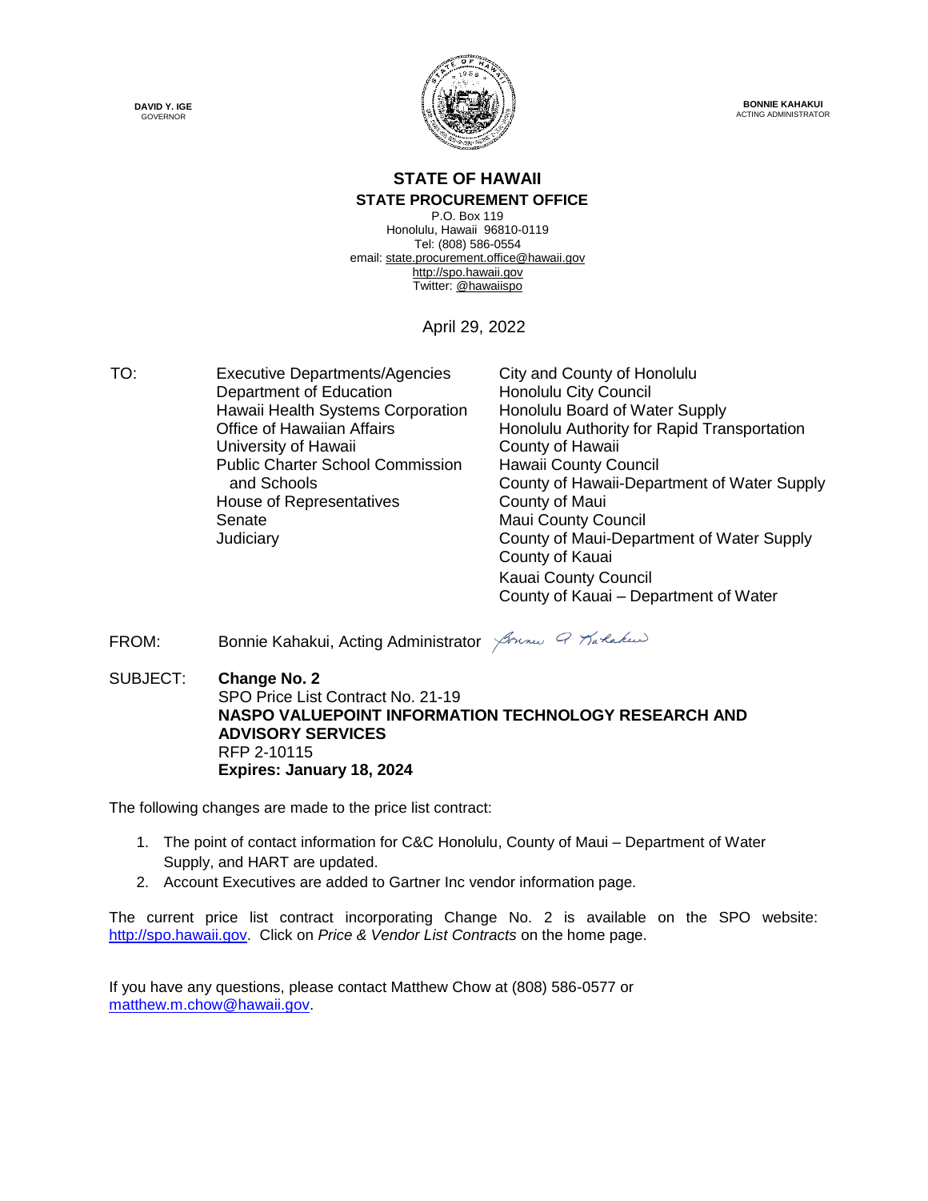DAVID Y. IGE
GOVERNOR

BONNIE KAHAKUI
ACTING ADMINISTRATOR

# STATE OF HAWAII

## STATE PROCUREMENT OFFICE

P.O. Box 119
Honolulu, Hawaii 96810-0119
Tel: (808) 586-0554
email: state.procurement.office@hawaii.gov
http://spo.hawaii.gov
Twitter: @hawaiispo

April 29, 2022

TO:

Executive Departments/Agencies
Department of Education
Hawaii Health Systems Corporation
Office of Hawaiian Affairs
University of Hawaii
Public Charter School Commission and Schools
House of Representatives
Senate
Judiciary

City and County of Honolulu
Honolulu City Council
Honolulu Board of Water Supply
Honolulu Authority for Rapid Transportation
County of Hawaii
Hawaii County Council
County of Hawaii-Department of Water Supply
County of Maui
Maui County Council
County of Maui-Department of Water Supply
County of Kauai
Kauai County Council
County of Kauai – Department of Water

FROM: Bonnie Kahakui, Acting Administrator

SUBJECT: **Change No. 2**
SPO Price List Contract No. 21-19
**NASPO VALUEPOINT INFORMATION TECHNOLOGY RESEARCH AND ADVISORY SERVICES**
RFP 2-10115
**Expires: January 18, 2024**

The following changes are made to the price list contract:

1. The point of contact information for C&C Honolulu, County of Maui – Department of Water Supply, and HART are updated.
2. Account Executives are added to Gartner Inc vendor information page.

The current price list contract incorporating Change No. 2 is available on the SPO website: http://spo.hawaii.gov. Click on *Price & Vendor List Contracts* on the home page.

If you have any questions, please contact Matthew Chow at (808) 586-0577 or matthew.m.chow@hawaii.gov.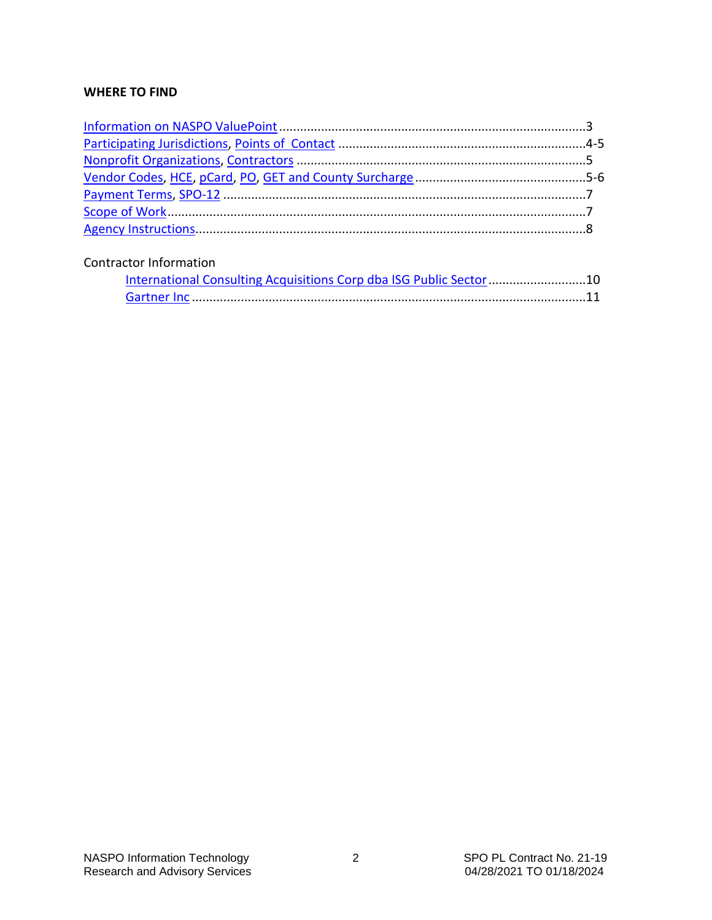**WHERE TO FIND**

Information on NASPO ValuePoint ........................................................................................3
Participating Jurisdictions, Points of Contact .......................................................................4-5
Nonprofit Organizations, Contractors ....................................................................................5
Vendor Codes, HCE, pCard, PO, GET and County Surcharge ..................................................5-6
Payment Terms, SPO-12 .........................................................................................................7
Scope of Work.........................................................................................................................7
Agency Instructions.................................................................................................................8

Contractor Information

- International Consulting Acquisitions Corp dba ISG Public Sector ............................10
- Gartner Inc .................................................................................................................11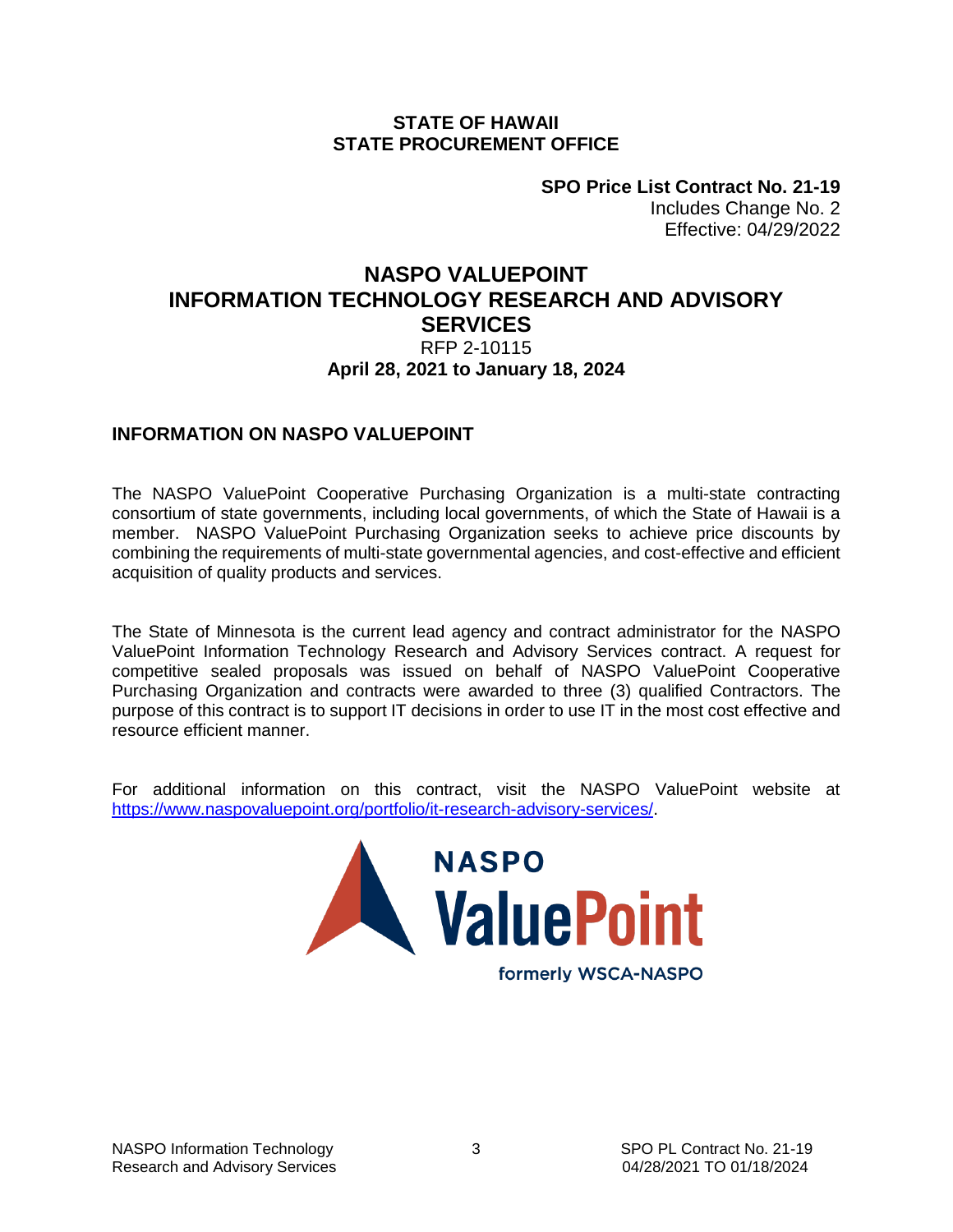**STATE OF HAWAII**
**STATE PROCUREMENT OFFICE**

**SPO Price List Contract No. 21-19**
Includes Change No. 2
Effective: 04/29/2022

# NASPO VALUEPOINT INFORMATION TECHNOLOGY RESEARCH AND ADVISORY SERVICES

RFP 2-10115

**April 28, 2021 to January 18, 2024**

## INFORMATION ON NASPO VALUEPOINT

The NASPO ValuePoint Cooperative Purchasing Organization is a multi-state contracting consortium of state governments, including local governments, of which the State of Hawaii is a member. NASPO ValuePoint Purchasing Organization seeks to achieve price discounts by combining the requirements of multi-state governmental agencies, and cost-effective and efficient acquisition of quality products and services.

The State of Minnesota is the current lead agency and contract administrator for the NASPO ValuePoint Information Technology Research and Advisory Services contract. A request for competitive sealed proposals was issued on behalf of NASPO ValuePoint Cooperative Purchasing Organization and contracts were awarded to three (3) qualified Contractors. The purpose of this contract is to support IT decisions in order to use IT in the most cost effective and resource efficient manner.

For additional information on this contract, visit the NASPO ValuePoint website at https://www.naspovaluepoint.org/portfolio/it-research-advisory-services/.

NASPO ValuePoint

formerly WSCA-NASPO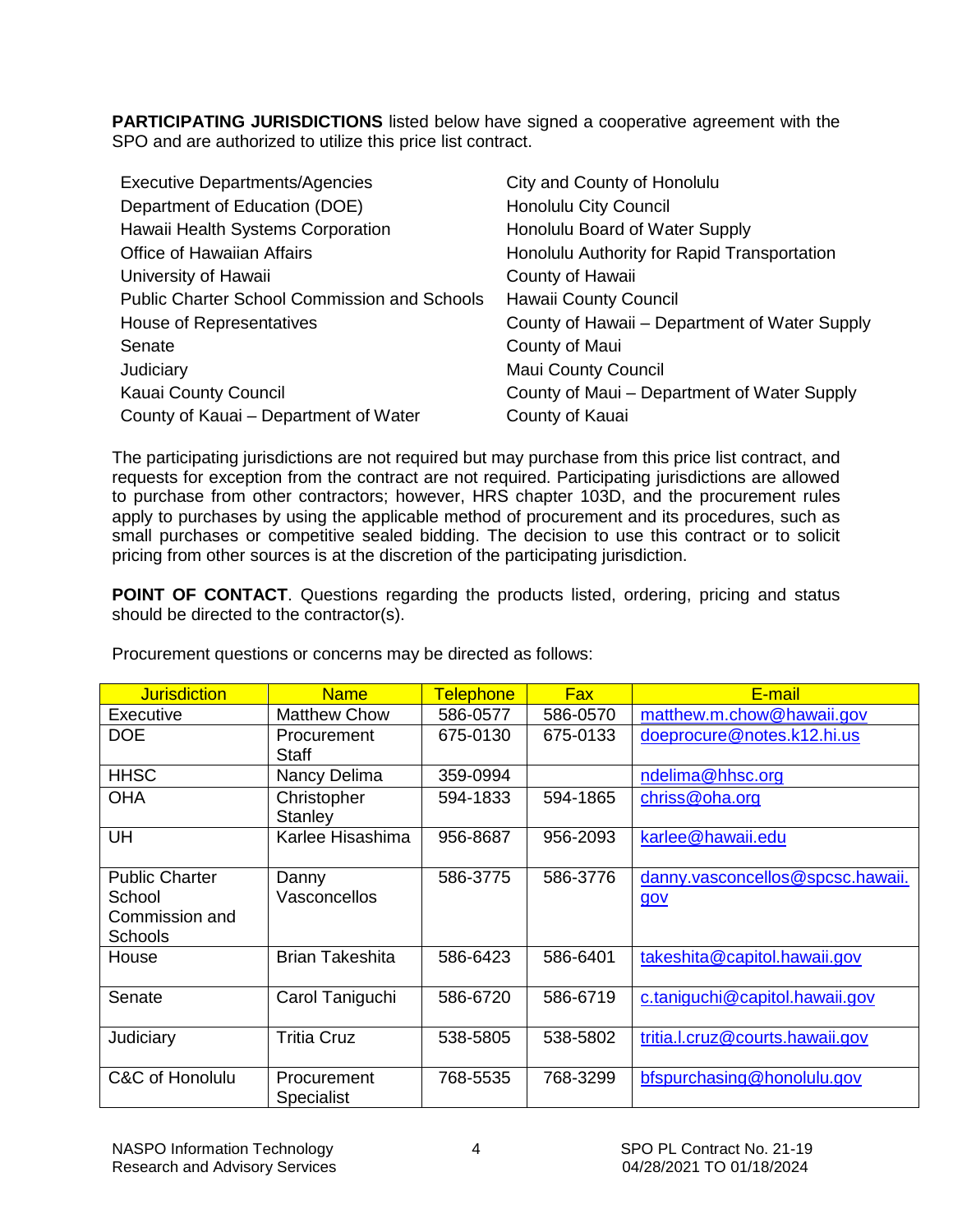**PARTICIPATING JURISDICTIONS** listed below have signed a cooperative agreement with the SPO and are authorized to utilize this price list contract.

| | |
|---|---|
| Executive Departments/Agencies | City and County of Honolulu |
| Department of Education (DOE) | Honolulu City Council |
| Hawaii Health Systems Corporation | Honolulu Board of Water Supply |
| Office of Hawaiian Affairs | Honolulu Authority for Rapid Transportation |
| University of Hawaii | County of Hawaii |
| Public Charter School Commission and Schools | Hawaii County Council |
| House of Representatives | County of Hawaii – Department of Water Supply |
| Senate | County of Maui |
| Judiciary | Maui County Council |
| Kauai County Council | County of Maui – Department of Water Supply |
| County of Kauai – Department of Water | County of Kauai |

The participating jurisdictions are not required but may purchase from this price list contract, and requests for exception from the contract are not required. Participating jurisdictions are allowed to purchase from other contractors; however, HRS chapter 103D, and the procurement rules apply to purchases by using the applicable method of procurement and its procedures, such as small purchases or competitive sealed bidding. The decision to use this contract or to solicit pricing from other sources is at the discretion of the participating jurisdiction.

**POINT OF CONTACT**. Questions regarding the products listed, ordering, pricing and status should be directed to the contractor(s).

Procurement questions or concerns may be directed as follows:

| Jurisdiction | Name | Telephone | Fax | E-mail |
|---|---|---|---|---|
| Executive | Matthew Chow | 586-0577 | 586-0570 | matthew.m.chow@hawaii.gov |
| DOE | Procurement Staff | 675-0130 | 675-0133 | doeprocure@notes.k12.hi.us |
| HHSC | Nancy Delima | 359-0994 | | ndelima@hhsc.org |
| OHA | Christopher Stanley | 594-1833 | 594-1865 | chriss@oha.org |
| UH | Karlee Hisashima | 956-8687 | 956-2093 | karlee@hawaii.edu |
| Public Charter School Commission and Schools | Danny Vasconcellos | 586-3775 | 586-3776 | danny.vasconcellos@spcsc.hawaii.gov |
| House | Brian Takeshita | 586-6423 | 586-6401 | takeshita@capitol.hawaii.gov |
| Senate | Carol Taniguchi | 586-6720 | 586-6719 | c.taniguchi@capitol.hawaii.gov |
| Judiciary | Tritia Cruz | 538-5805 | 538-5802 | tritia.l.cruz@courts.hawaii.gov |
| C&C of Honolulu | Procurement Specialist | 768-5535 | 768-3299 | bfspurchasing@honolulu.gov |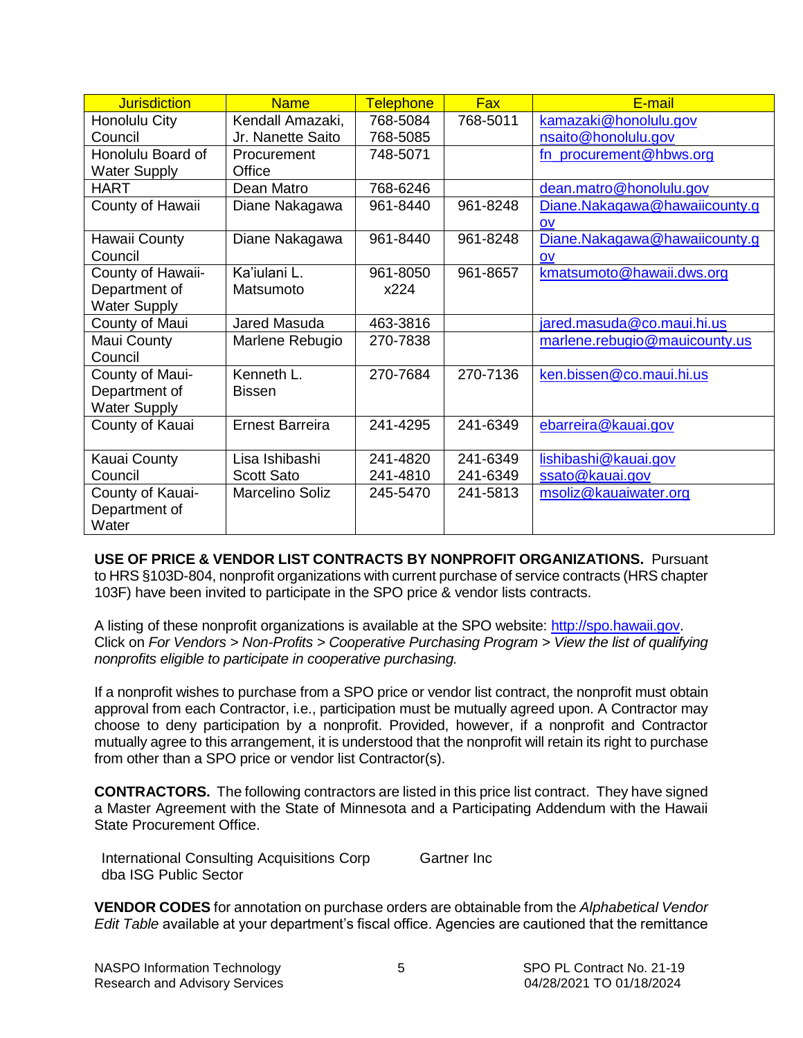| Jurisdiction | Name | Telephone | Fax | E-mail |
|---|---|---|---|---|
| Honolulu City Council | Kendall Amazaki, Jr. Nanette Saito | 768-5084 768-5085 | 768-5011 | kamazaki@honolulu.gov nsaito@honolulu.gov |
| Honolulu Board of Water Supply | Procurement Office | 748-5071 | | fn_procurement@hbws.org |
| HART | Dean Matro | 768-6246 | | dean.matro@honolulu.gov |
| County of Hawaii | Diane Nakagawa | 961-8440 | 961-8248 | Diane.Nakagawa@hawaiicounty.gov |
| Hawaii County Council | Diane Nakagawa | 961-8440 | 961-8248 | Diane.Nakagawa@hawaiicounty.gov |
| County of Hawaii-Department of Water Supply | Ka'iulani L. Matsumoto | 961-8050 x224 | 961-8657 | kmatsumoto@hawaii.dws.org |
| County of Maui | Jared Masuda | 463-3816 | | jared.masuda@co.maui.hi.us |
| Maui County Council | Marlene Rebugio | 270-7838 | | marlene.rebugio@mauicounty.us |
| County of Maui-Department of Water Supply | Kenneth L. Bissen | 270-7684 | 270-7136 | ken.bissen@co.maui.hi.us |
| County of Kauai | Ernest Barreira | 241-4295 | 241-6349 | ebarreira@kauai.gov |
| Kauai County Council | Lisa Ishibashi Scott Sato | 241-4820 241-4810 | 241-6349 241-6349 | lishibashi@kauai.gov ssato@kauai.gov |
| County of Kauai-Department of Water | Marcelino Soliz | 245-5470 | 241-5813 | msoliz@kauaiwater.org |

**USE OF PRICE & VENDOR LIST CONTRACTS BY NONPROFIT ORGANIZATIONS.** Pursuant to HRS §103D-804, nonprofit organizations with current purchase of service contracts (HRS chapter 103F) have been invited to participate in the SPO price & vendor lists contracts.

A listing of these nonprofit organizations is available at the SPO website: http://spo.hawaii.gov. Click on *For Vendors > Non-Profits > Cooperative Purchasing Program > View the list of qualifying nonprofits eligible to participate in cooperative purchasing.*

If a nonprofit wishes to purchase from a SPO price or vendor list contract, the nonprofit must obtain approval from each Contractor, i.e., participation must be mutually agreed upon. A Contractor may choose to deny participation by a nonprofit. Provided, however, if a nonprofit and Contractor mutually agree to this arrangement, it is understood that the nonprofit will retain its right to purchase from other than a SPO price or vendor list Contractor(s).

**CONTRACTORS.** The following contractors are listed in this price list contract. They have signed a Master Agreement with the State of Minnesota and a Participating Addendum with the Hawaii State Procurement Office.

International Consulting Acquisitions Corp dba ISG Public Sector

Gartner Inc

**VENDOR CODES** for annotation on purchase orders are obtainable from the *Alphabetical Vendor Edit Table* available at your department's fiscal office. Agencies are cautioned that the remittance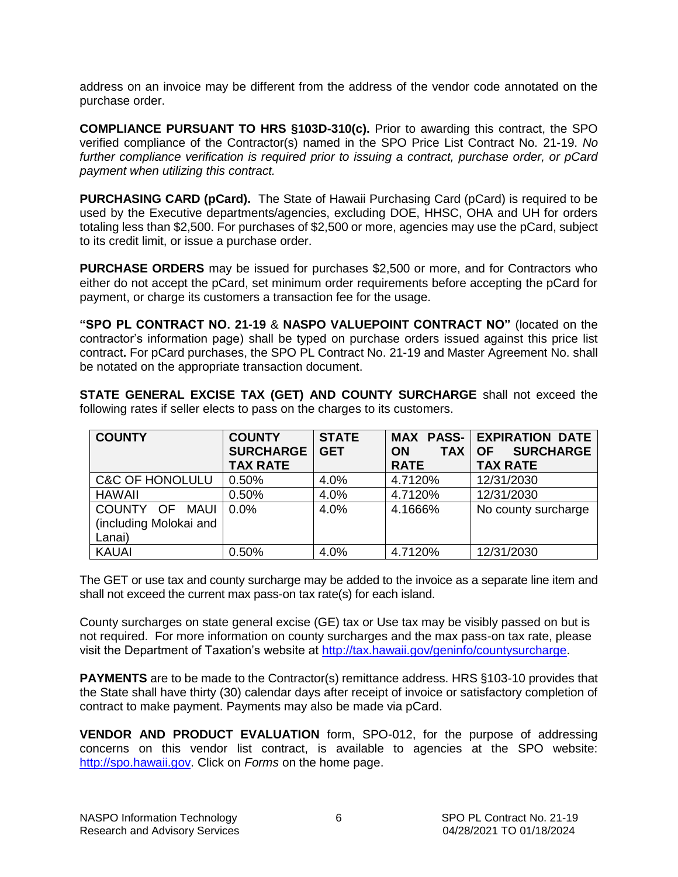address on an invoice may be different from the address of the vendor code annotated on the purchase order.

**COMPLIANCE PURSUANT TO HRS §103D-310(c).** Prior to awarding this contract, the SPO verified compliance of the Contractor(s) named in the SPO Price List Contract No. 21-19. *No further compliance verification is required prior to issuing a contract, purchase order, or pCard payment when utilizing this contract.*

**PURCHASING CARD (pCard).** The State of Hawaii Purchasing Card (pCard) is required to be used by the Executive departments/agencies, excluding DOE, HHSC, OHA and UH for orders totaling less than $2,500. For purchases of $2,500 or more, agencies may use the pCard, subject to its credit limit, or issue a purchase order.

**PURCHASE ORDERS** may be issued for purchases $2,500 or more, and for Contractors who either do not accept the pCard, set minimum order requirements before accepting the pCard for payment, or charge its customers a transaction fee for the usage.

**"SPO PL CONTRACT NO. 21-19** & **NASPO VALUEPOINT CONTRACT NO"** (located on the contractor's information page) shall be typed on purchase orders issued against this price list contract**.** For pCard purchases, the SPO PL Contract No. 21-19 and Master Agreement No. shall be notated on the appropriate transaction document.

**STATE GENERAL EXCISE TAX (GET) AND COUNTY SURCHARGE** shall not exceed the following rates if seller elects to pass on the charges to its customers.

| COUNTY | COUNTY SURCHARGE TAX RATE | STATE GET | MAX PASS-ON TAX RATE | EXPIRATION DATE OF SURCHARGE TAX RATE |
|---|---|---|---|---|
| C&C OF HONOLULU | 0.50% | 4.0% | 4.7120% | 12/31/2030 |
| HAWAII | 0.50% | 4.0% | 4.7120% | 12/31/2030 |
| COUNTY OF MAUI (including Molokai and Lanai) | 0.0% | 4.0% | 4.1666% | No county surcharge |
| KAUAI | 0.50% | 4.0% | 4.7120% | 12/31/2030 |

The GET or use tax and county surcharge may be added to the invoice as a separate line item and shall not exceed the current max pass-on tax rate(s) for each island.

County surcharges on state general excise (GE) tax or Use tax may be visibly passed on but is not required. For more information on county surcharges and the max pass-on tax rate, please visit the Department of Taxation's website at http://tax.hawaii.gov/geninfo/countysurcharge.

**PAYMENTS** are to be made to the Contractor(s) remittance address. HRS §103-10 provides that the State shall have thirty (30) calendar days after receipt of invoice or satisfactory completion of contract to make payment. Payments may also be made via pCard.

**VENDOR AND PRODUCT EVALUATION** form, SPO-012, for the purpose of addressing concerns on this vendor list contract, is available to agencies at the SPO website: http://spo.hawaii.gov. Click on *Forms* on the home page.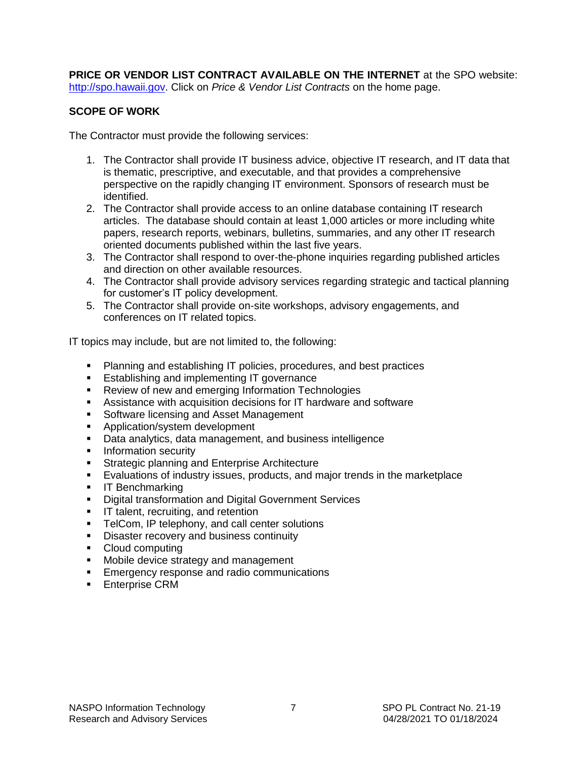**PRICE OR VENDOR LIST CONTRACT AVAILABLE ON THE INTERNET** at the SPO website: http://spo.hawaii.gov. Click on *Price & Vendor List Contracts* on the home page.

**SCOPE OF WORK**

The Contractor must provide the following services:

1. The Contractor shall provide IT business advice, objective IT research, and IT data that is thematic, prescriptive, and executable, and that provides a comprehensive perspective on the rapidly changing IT environment. Sponsors of research must be identified.
2. The Contractor shall provide access to an online database containing IT research articles. The database should contain at least 1,000 articles or more including white papers, research reports, webinars, bulletins, summaries, and any other IT research oriented documents published within the last five years.
3. The Contractor shall respond to over-the-phone inquiries regarding published articles and direction on other available resources.
4. The Contractor shall provide advisory services regarding strategic and tactical planning for customer's IT policy development.
5. The Contractor shall provide on-site workshops, advisory engagements, and conferences on IT related topics.

IT topics may include, but are not limited to, the following:

- Planning and establishing IT policies, procedures, and best practices
- Establishing and implementing IT governance
- Review of new and emerging Information Technologies
- Assistance with acquisition decisions for IT hardware and software
- Software licensing and Asset Management
- Application/system development
- Data analytics, data management, and business intelligence
- Information security
- Strategic planning and Enterprise Architecture
- Evaluations of industry issues, products, and major trends in the marketplace
- IT Benchmarking
- Digital transformation and Digital Government Services
- IT talent, recruiting, and retention
- TelCom, IP telephony, and call center solutions
- Disaster recovery and business continuity
- Cloud computing
- Mobile device strategy and management
- Emergency response and radio communications
- Enterprise CRM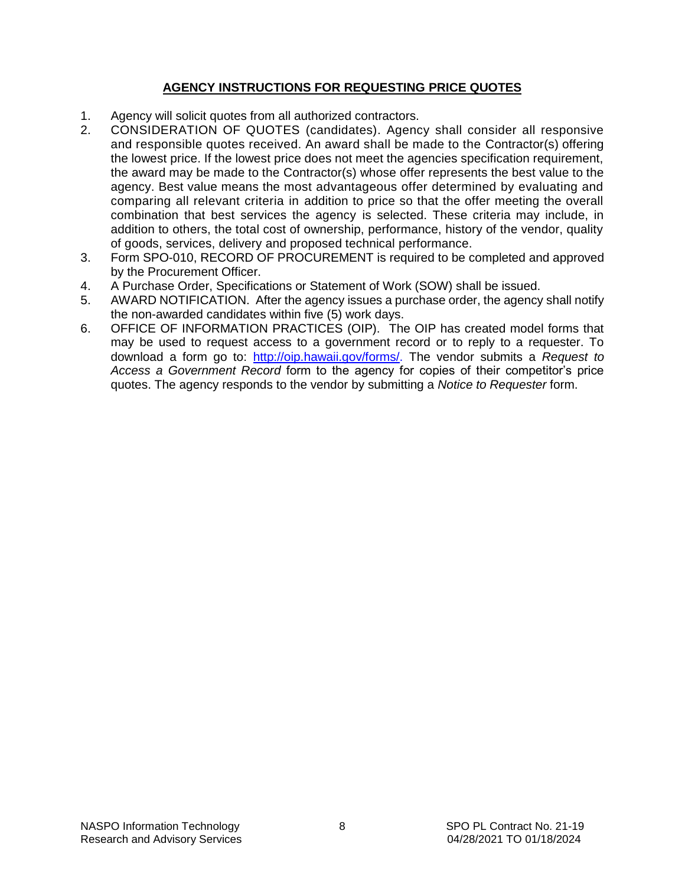## AGENCY INSTRUCTIONS FOR REQUESTING PRICE QUOTES

1. Agency will solicit quotes from all authorized contractors.
2. CONSIDERATION OF QUOTES (candidates). Agency shall consider all responsive and responsible quotes received. An award shall be made to the Contractor(s) offering the lowest price. If the lowest price does not meet the agencies specification requirement, the award may be made to the Contractor(s) whose offer represents the best value to the agency. Best value means the most advantageous offer determined by evaluating and comparing all relevant criteria in addition to price so that the offer meeting the overall combination that best services the agency is selected. These criteria may include, in addition to others, the total cost of ownership, performance, history of the vendor, quality of goods, services, delivery and proposed technical performance.
3. Form SPO-010, RECORD OF PROCUREMENT is required to be completed and approved by the Procurement Officer.
4. A Purchase Order, Specifications or Statement of Work (SOW) shall be issued.
5. AWARD NOTIFICATION. After the agency issues a purchase order, the agency shall notify the non-awarded candidates within five (5) work days.
6. OFFICE OF INFORMATION PRACTICES (OIP). The OIP has created model forms that may be used to request access to a government record or to reply to a requester. To download a form go to: [http://oip.hawaii.gov/forms/](http://oip.hawaii.gov/forms/). The vendor submits a *Request to Access a Government Record* form to the agency for copies of their competitor's price quotes. The agency responds to the vendor by submitting a *Notice to Requester* form.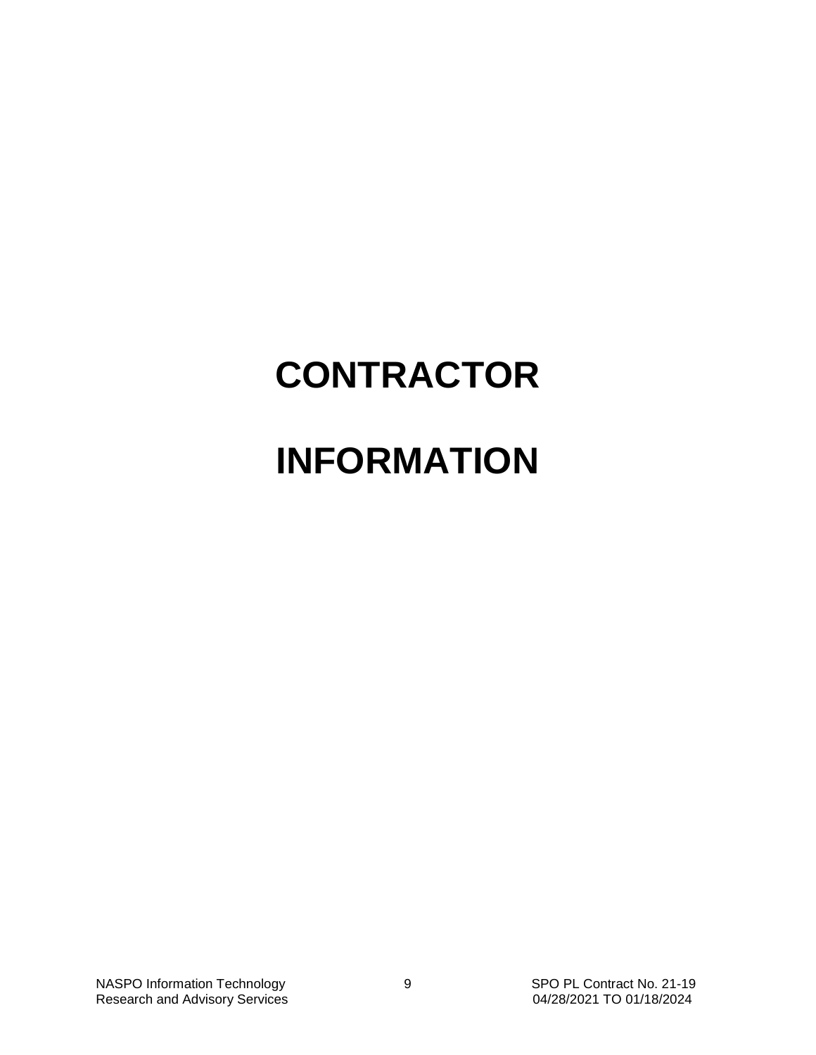# CONTRACTOR

# INFORMATION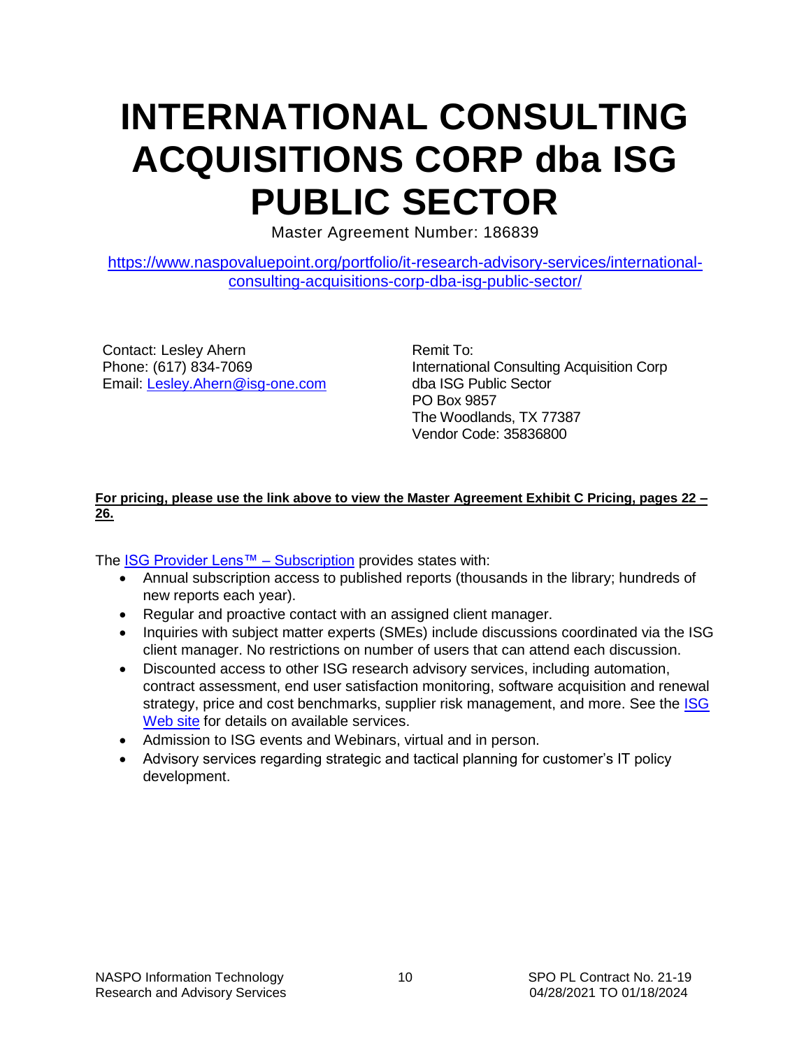# INTERNATIONAL CONSULTING ACQUISITIONS CORP dba ISG PUBLIC SECTOR

Master Agreement Number: 186839

https://www.naspovaluepoint.org/portfolio/it-research-advisory-services/international-consulting-acquisitions-corp-dba-isg-public-sector/

Contact: Lesley Ahern
Phone: (617) 834-7069
Email: Lesley.Ahern@isg-one.com

Remit To:
International Consulting Acquisition Corp
dba ISG Public Sector
PO Box 9857
The Woodlands, TX 77387
Vendor Code: 35836800

**For pricing, please use the link above to view the Master Agreement Exhibit C Pricing, pages 22 – 26.**

The ISG Provider Lens™ – Subscription provides states with:

- Annual subscription access to published reports (thousands in the library; hundreds of new reports each year).
- Regular and proactive contact with an assigned client manager.
- Inquiries with subject matter experts (SMEs) include discussions coordinated via the ISG client manager. No restrictions on number of users that can attend each discussion.
- Discounted access to other ISG research advisory services, including automation, contract assessment, end user satisfaction monitoring, software acquisition and renewal strategy, price and cost benchmarks, supplier risk management, and more. See the ISG Web site for details on available services.
- Admission to ISG events and Webinars, virtual and in person.
- Advisory services regarding strategic and tactical planning for customer's IT policy development.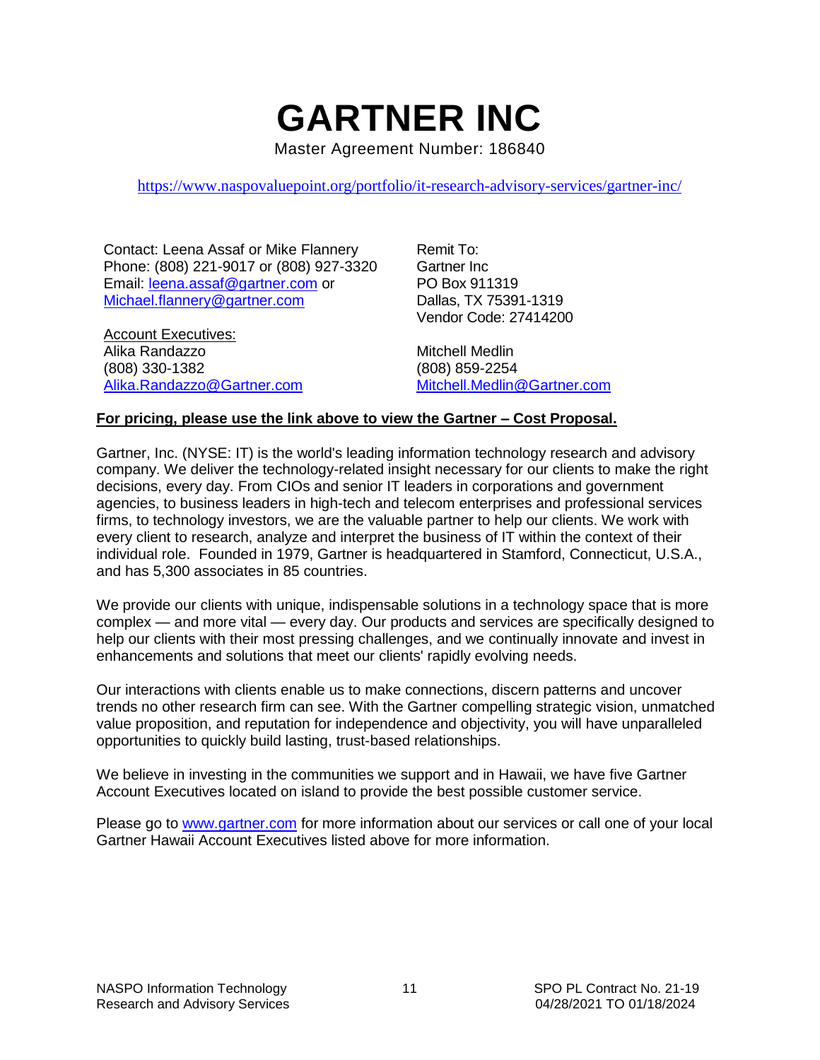# GARTNER INC

Master Agreement Number: 186840

https://www.naspovaluepoint.org/portfolio/it-research-advisory-services/gartner-inc/

Contact: Leena Assaf or Mike Flannery
Phone: (808) 221-9017 or (808) 927-3320
Email: leena.assaf@gartner.com or Michael.flannery@gartner.com

Remit To:
Gartner Inc
PO Box 911319
Dallas, TX 75391-1319
Vendor Code: 27414200

Account Executives:

Alika Randazzo
(808) 330-1382
Alika.Randazzo@Gartner.com

Mitchell Medlin
(808) 859-2254
Mitchell.Medlin@Gartner.com

**For pricing, please use the link above to view the Gartner – Cost Proposal.**

Gartner, Inc. (NYSE: IT) is the world's leading information technology research and advisory company. We deliver the technology-related insight necessary for our clients to make the right decisions, every day. From CIOs and senior IT leaders in corporations and government agencies, to business leaders in high-tech and telecom enterprises and professional services firms, to technology investors, we are the valuable partner to help our clients. We work with every client to research, analyze and interpret the business of IT within the context of their individual role. Founded in 1979, Gartner is headquartered in Stamford, Connecticut, U.S.A., and has 5,300 associates in 85 countries.

We provide our clients with unique, indispensable solutions in a technology space that is more complex — and more vital — every day. Our products and services are specifically designed to help our clients with their most pressing challenges, and we continually innovate and invest in enhancements and solutions that meet our clients' rapidly evolving needs.

Our interactions with clients enable us to make connections, discern patterns and uncover trends no other research firm can see. With the Gartner compelling strategic vision, unmatched value proposition, and reputation for independence and objectivity, you will have unparalleled opportunities to quickly build lasting, trust-based relationships.

We believe in investing in the communities we support and in Hawaii, we have five Gartner Account Executives located on island to provide the best possible customer service.

Please go to www.gartner.com for more information about our services or call one of your local Gartner Hawaii Account Executives listed above for more information.